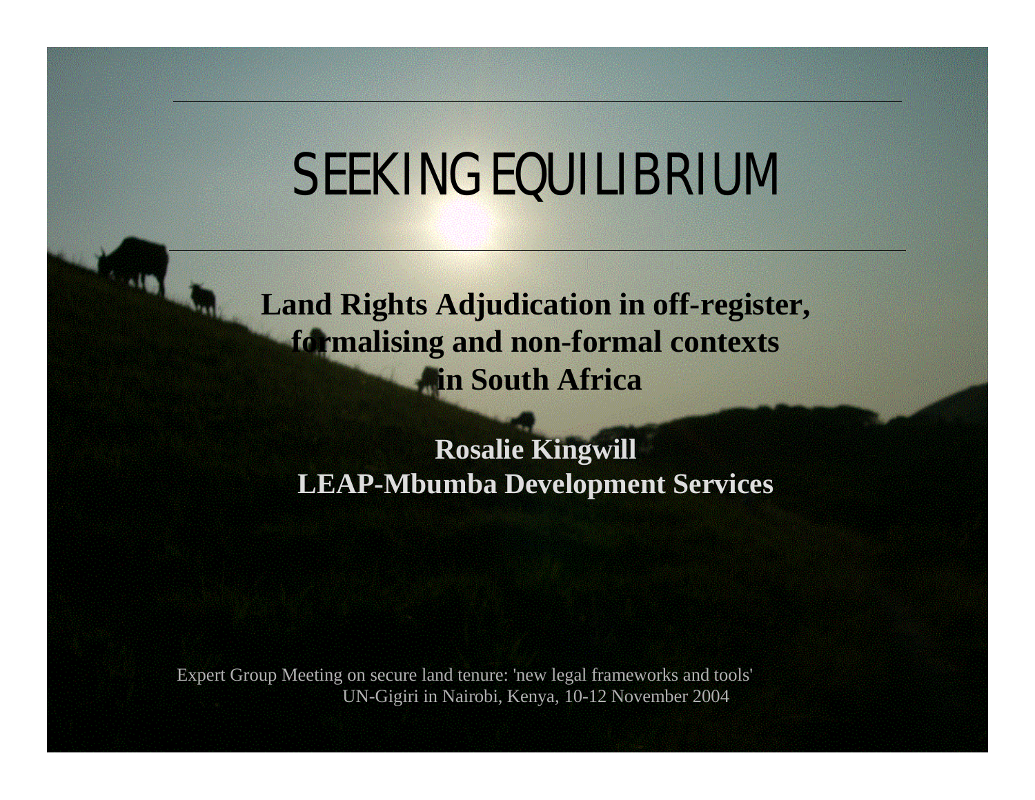# SEEKING EQUILIBRIUM

**Land Rights Adjudication in off-register, formalising and non-formal contexts in South Africa**

**Rosalie Kingwill**
**LEAP-Mbumba Development Services**

Expert Group Meeting on secure land tenure: 'new legal frameworks and tools'
UN-Gigiri in Nairobi, Kenya, 10-12 November 2004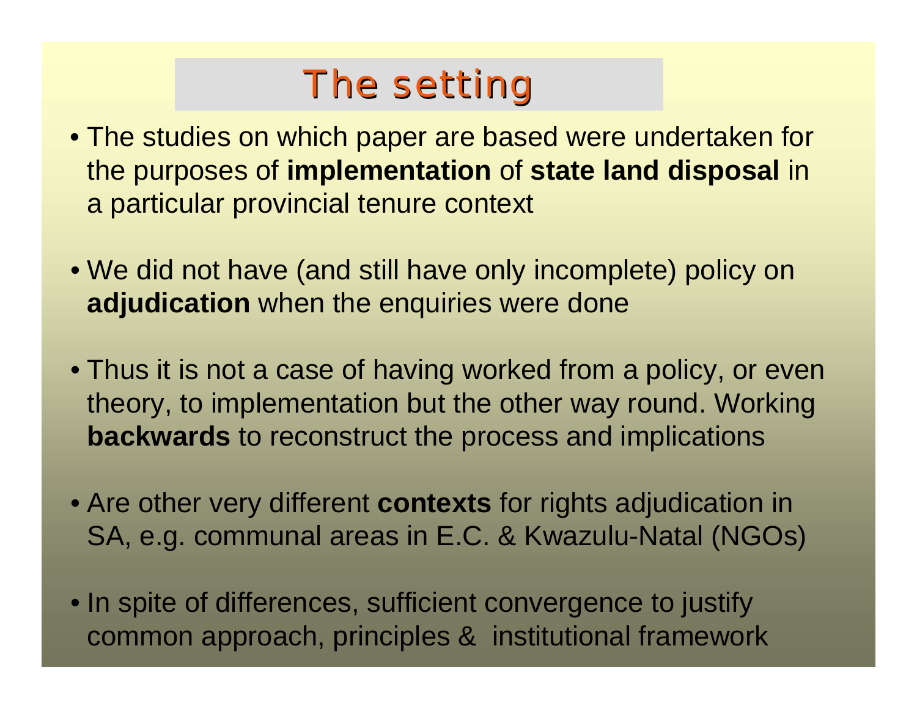# The setting

- The studies on which paper are based were undertaken for the purposes of **implementation** of **state land disposal** in a particular provincial tenure context

- We did not have (and still have only incomplete) policy on **adjudication** when the enquiries were done

- Thus it is not a case of having worked from a policy, or even theory, to implementation but the other way round. Working **backwards** to reconstruct the process and implications

- Are other very different **contexts** for rights adjudication in SA, e.g. communal areas in E.C. & Kwazulu-Natal (NGOs)

- In spite of differences, sufficient convergence to justify common approach, principles & institutional framework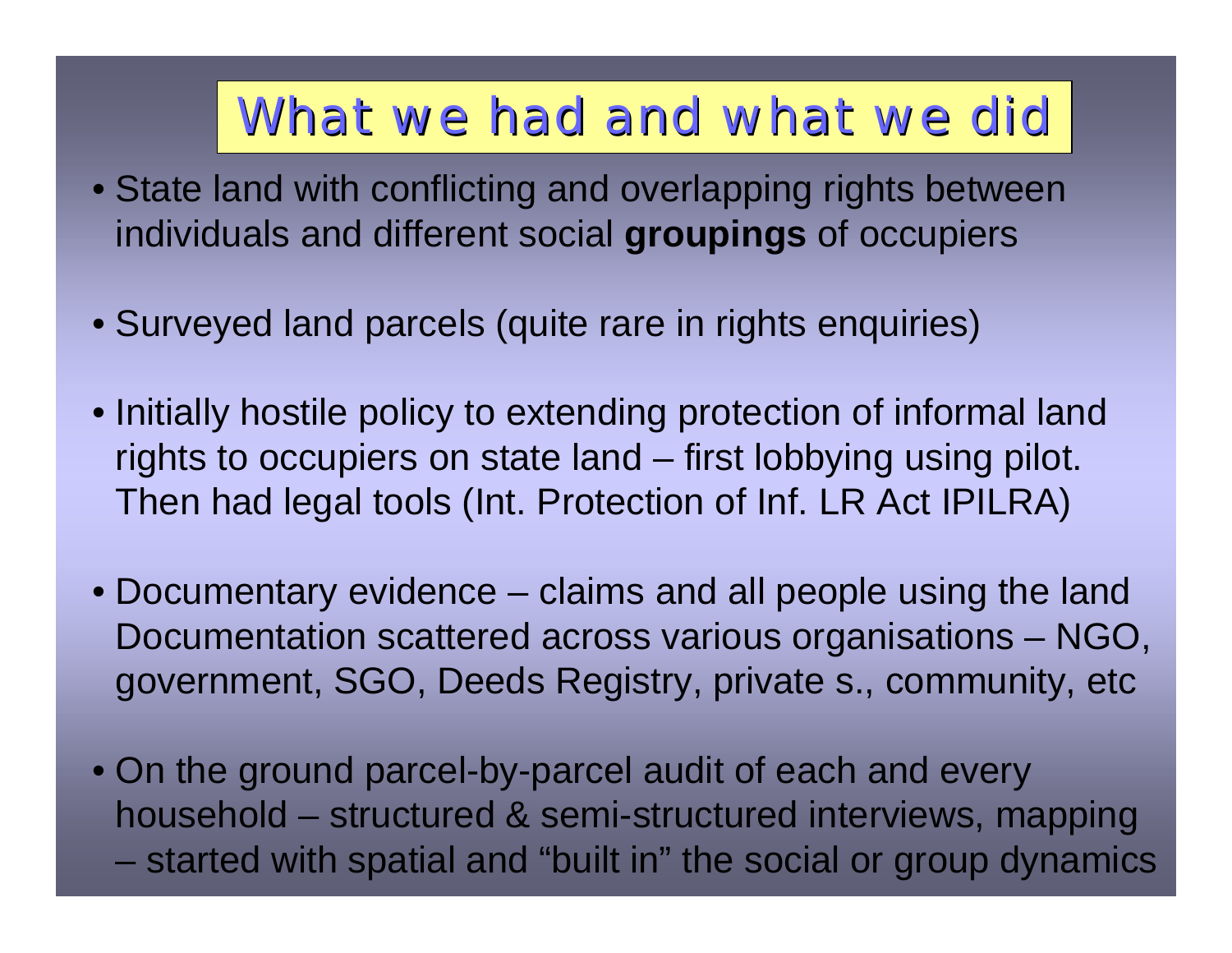# What we had and what we did

- State land with conflicting and overlapping rights between individuals and different social **groupings** of occupiers
- Surveyed land parcels (quite rare in rights enquiries)
- Initially hostile policy to extending protection of informal land rights to occupiers on state land – first lobbying using pilot. Then had legal tools (Int. Protection of Inf. LR Act IPILRA)
- Documentary evidence – claims and all people using the land Documentation scattered across various organisations – NGO, government, SGO, Deeds Registry, private s., community, etc
- On the ground parcel-by-parcel audit of each and every household – structured & semi-structured interviews, mapping – started with spatial and "built in" the social or group dynamics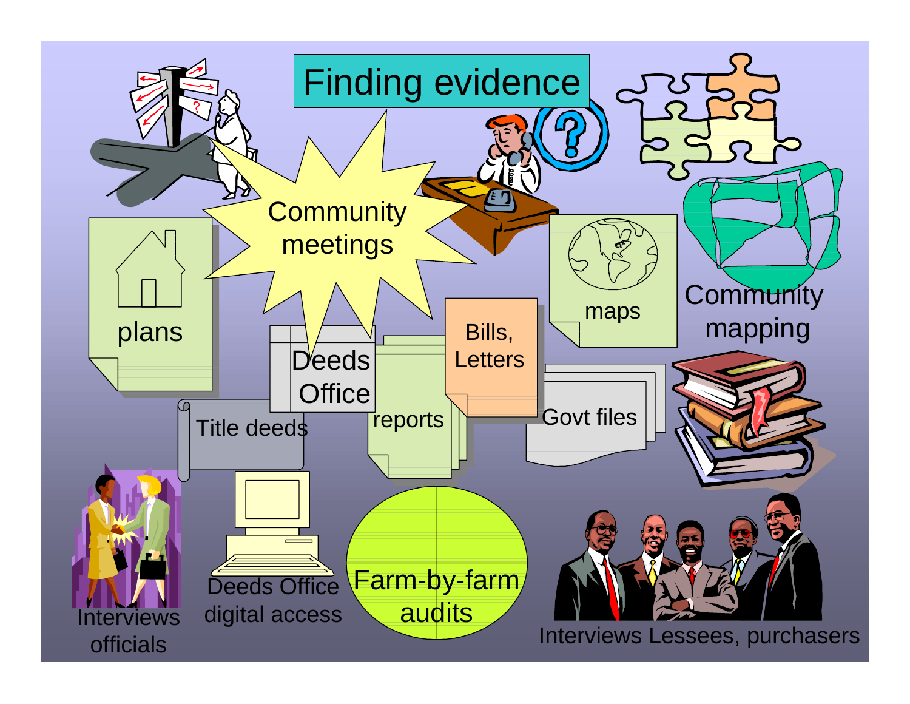# Finding evidence

- Community meetings
- plans
- maps
- Community mapping
- Bills, Letters
- Deeds Office
- reports
- Govt files
- Title deeds
- Interviews officials
- Deeds Office digital access
- Farm-by-farm audits
- Interviews Lessees, purchasers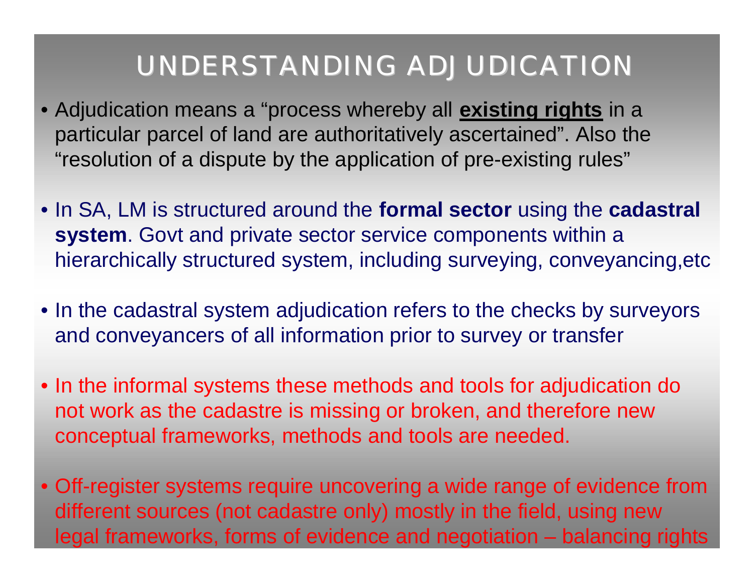# UNDERSTANDING ADJUDICATION

- Adjudication means a "process whereby all **existing rights** in a particular parcel of land are authoritatively ascertained". Also the "resolution of a dispute by the application of pre-existing rules"

- In SA, LM is structured around the **formal sector** using the **cadastral system**. Govt and private sector service components within a hierarchically structured system, including surveying, conveyancing,etc

- In the cadastral system adjudication refers to the checks by surveyors and conveyancers of all information prior to survey or transfer

- In the informal systems these methods and tools for adjudication do not work as the cadastre is missing or broken, and therefore new conceptual frameworks, methods and tools are needed.

- Off-register systems require uncovering a wide range of evidence from different sources (not cadastre only) mostly in the field, using new legal frameworks, forms of evidence and negotiation – balancing rights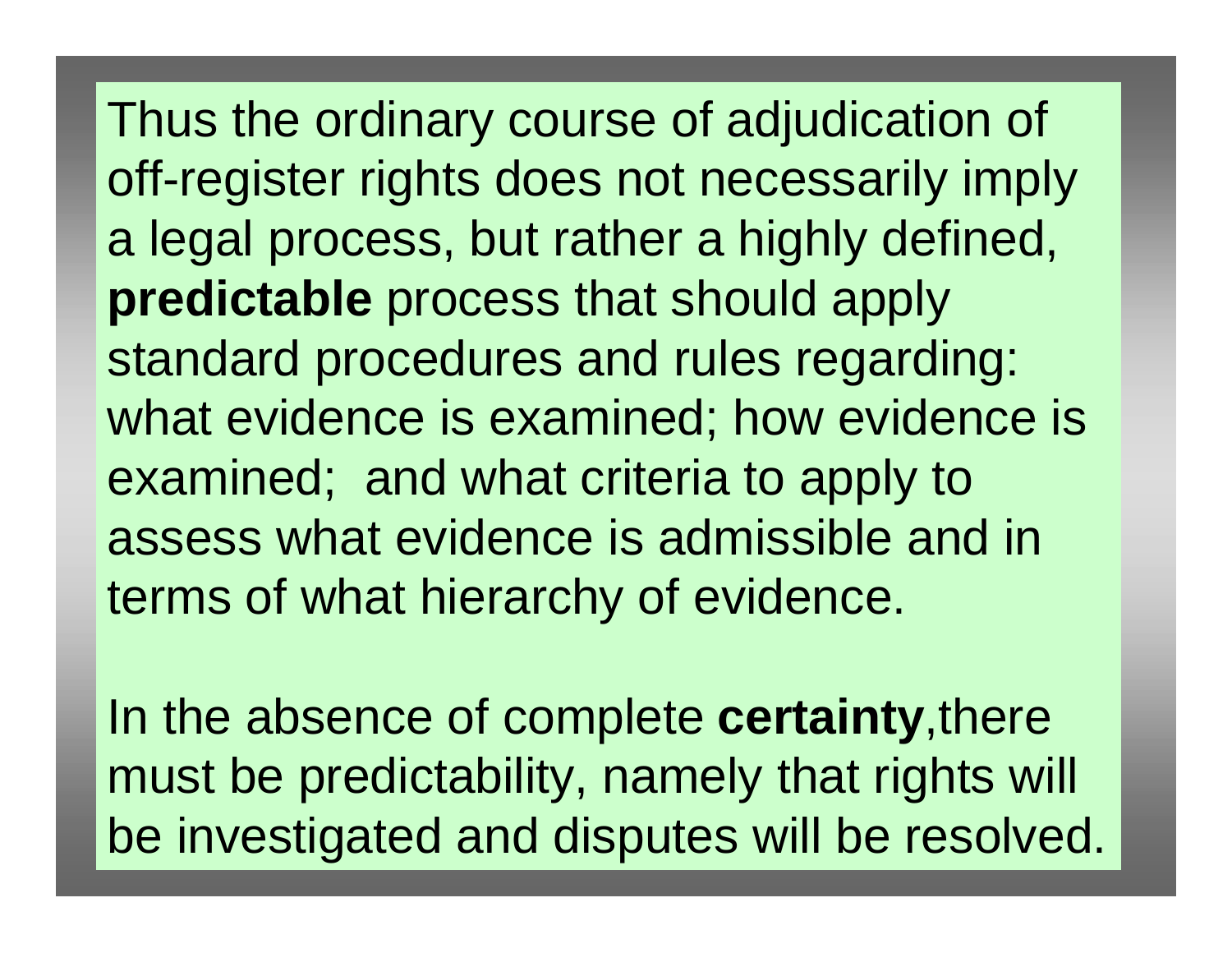Thus the ordinary course of adjudication of off-register rights does not necessarily imply a legal process, but rather a highly defined, **predictable** process that should apply standard procedures and rules regarding: what evidence is examined; how evidence is examined; and what criteria to apply to assess what evidence is admissible and in terms of what hierarchy of evidence.

In the absence of complete **certainty**,there must be predictability, namely that rights will be investigated and disputes will be resolved.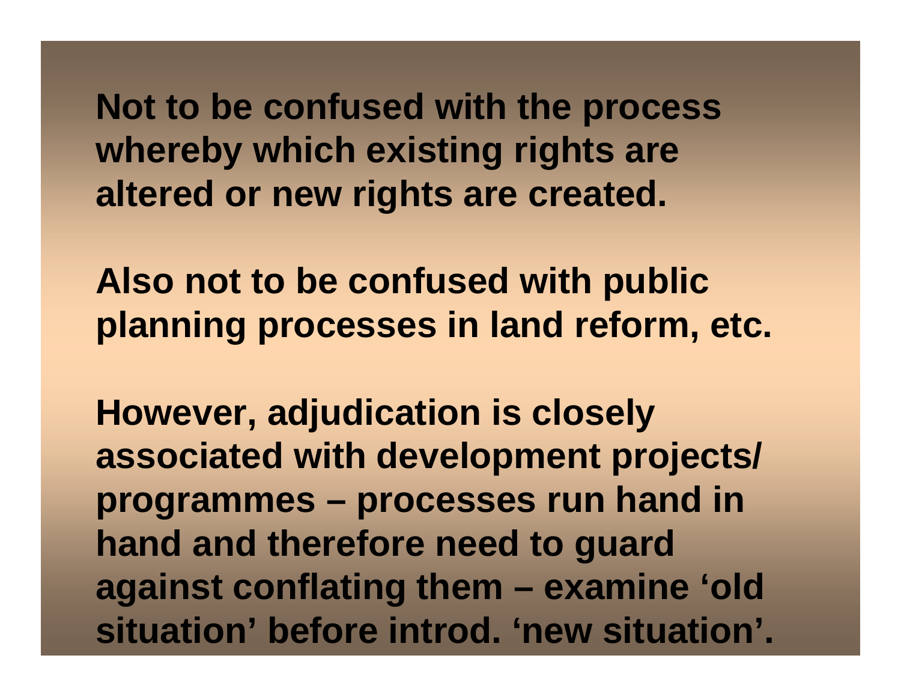**Not to be confused with the process whereby which existing rights are altered or new rights are created.**

**Also not to be confused with public planning processes in land reform, etc.**

**However, adjudication is closely associated with development projects/ programmes – processes run hand in hand and therefore need to guard against conflating them – examine 'old situation' before introd. 'new situation'.**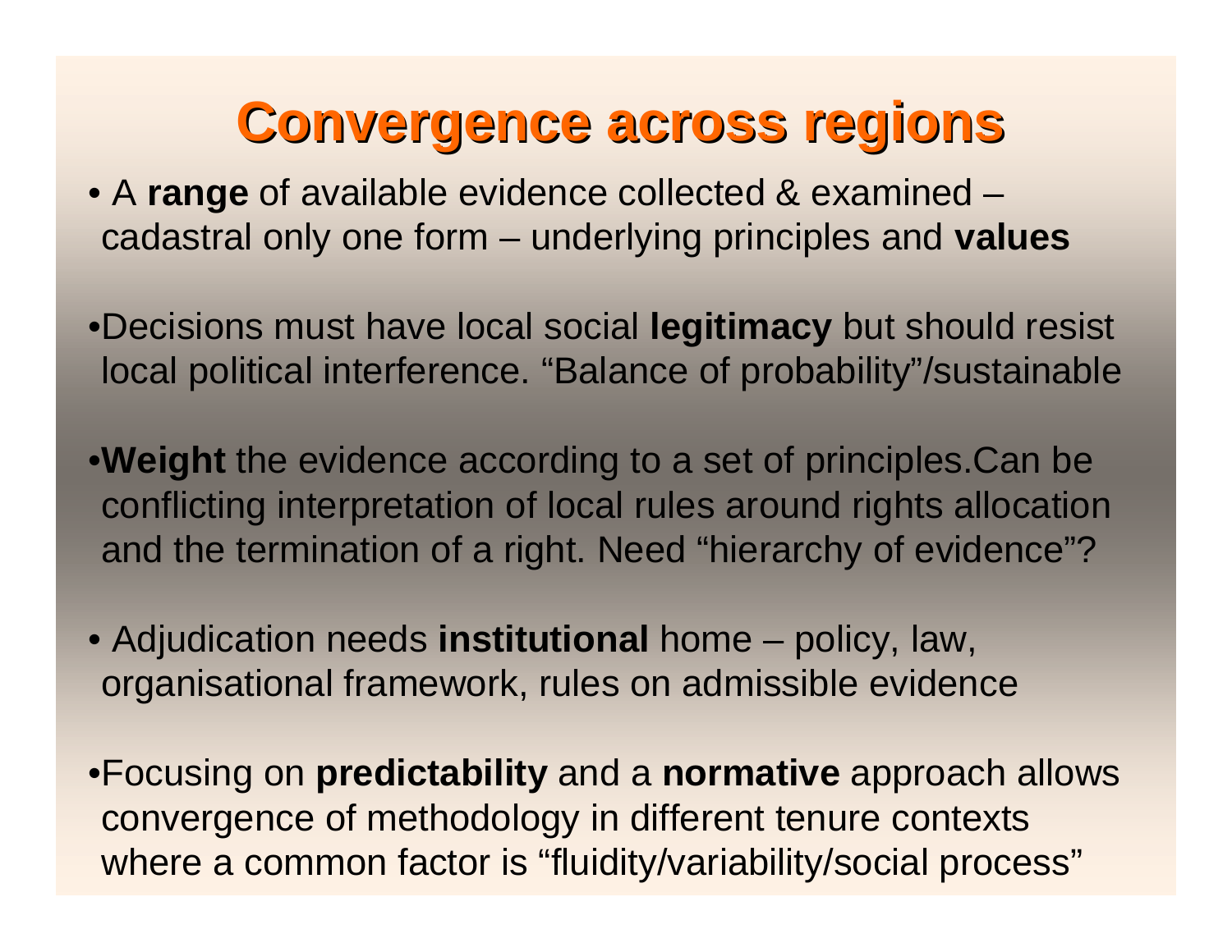# Convergence across regions

- A **range** of available evidence collected & examined – cadastral only one form – underlying principles and **values**
- Decisions must have local social **legitimacy** but should resist local political interference. “Balance of probability”/sustainable
- **Weight** the evidence according to a set of principles.Can be conflicting interpretation of local rules around rights allocation and the termination of a right. Need “hierarchy of evidence”?
- Adjudication needs **institutional** home – policy, law, organisational framework, rules on admissible evidence
- Focusing on **predictability** and a **normative** approach allows convergence of methodology in different tenure contexts where a common factor is “fluidity/variability/social process”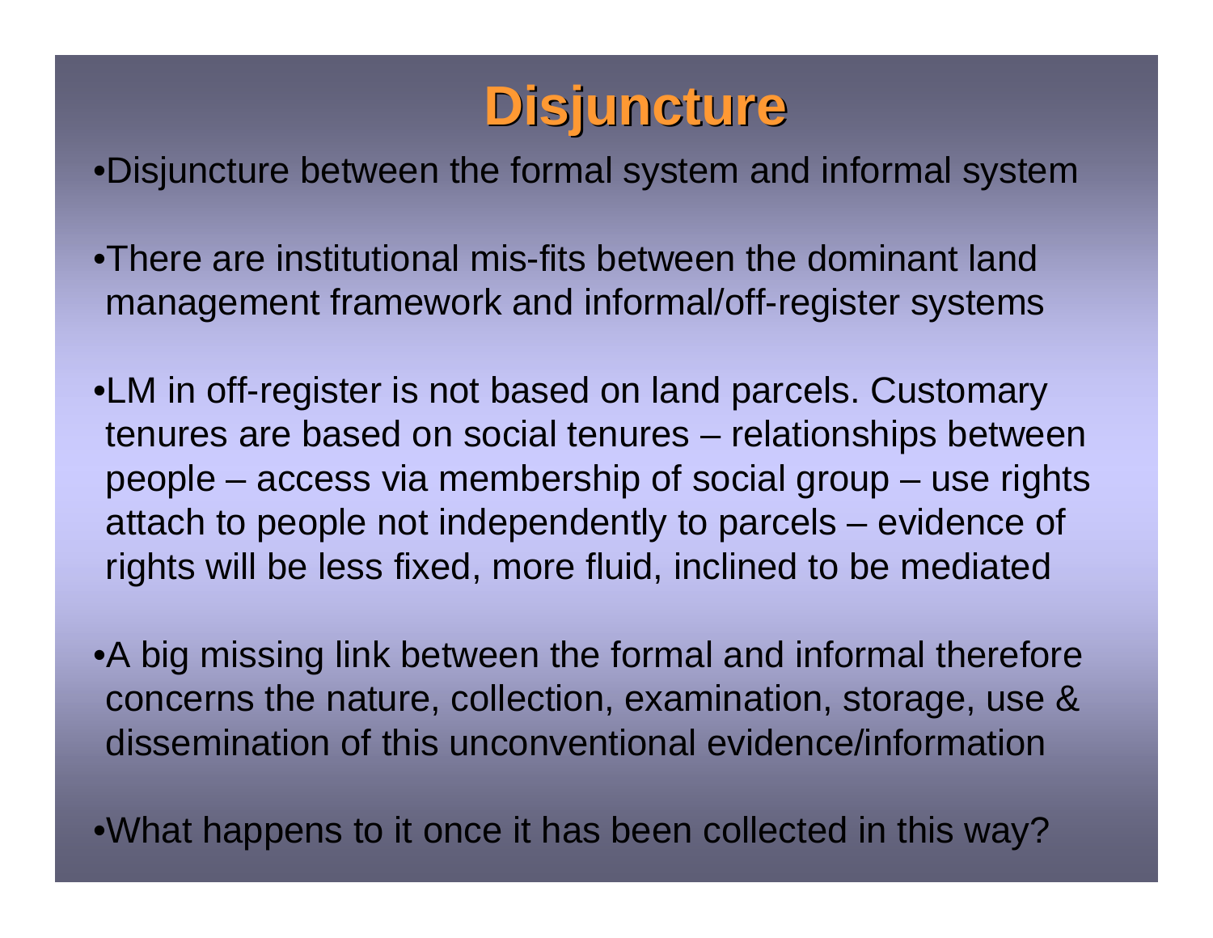# Disjuncture

- Disjuncture between the formal system and informal system
- There are institutional mis-fits between the dominant land management framework and informal/off-register systems
- LM in off-register is not based on land parcels. Customary tenures are based on social tenures – relationships between people – access via membership of social group – use rights attach to people not independently to parcels – evidence of rights will be less fixed, more fluid, inclined to be mediated
- A big missing link between the formal and informal therefore concerns the nature, collection, examination, storage, use & dissemination of this unconventional evidence/information
- What happens to it once it has been collected in this way?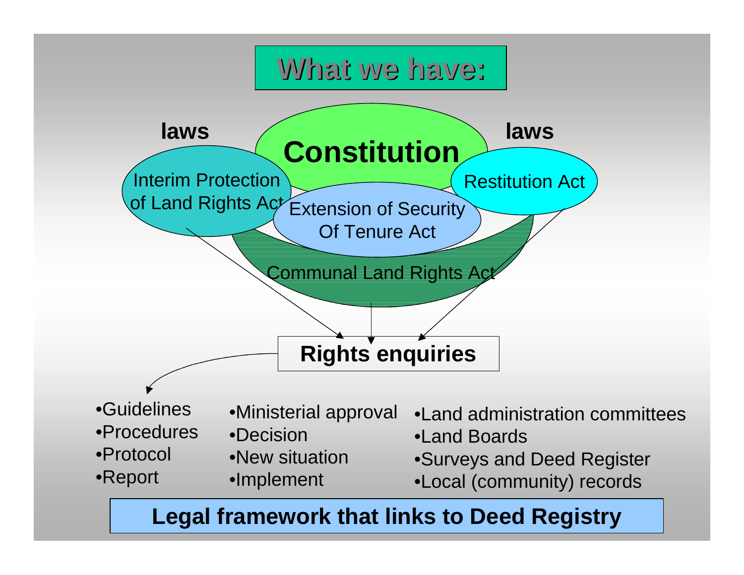# What we have:

**laws** — **Constitution** — **laws**

- Interim Protection of Land Rights Act
- Extension of Security Of Tenure Act
- Restitution Act
- Communal Land Rights Act

**Rights enquiries**

- Guidelines
- Procedures
- Protocol
- Report

- Ministerial approval
- Decision
- New situation
- Implement

- Land administration committees
- Land Boards
- Surveys and Deed Register
- Local (community) records

**Legal framework that links to Deed Registry**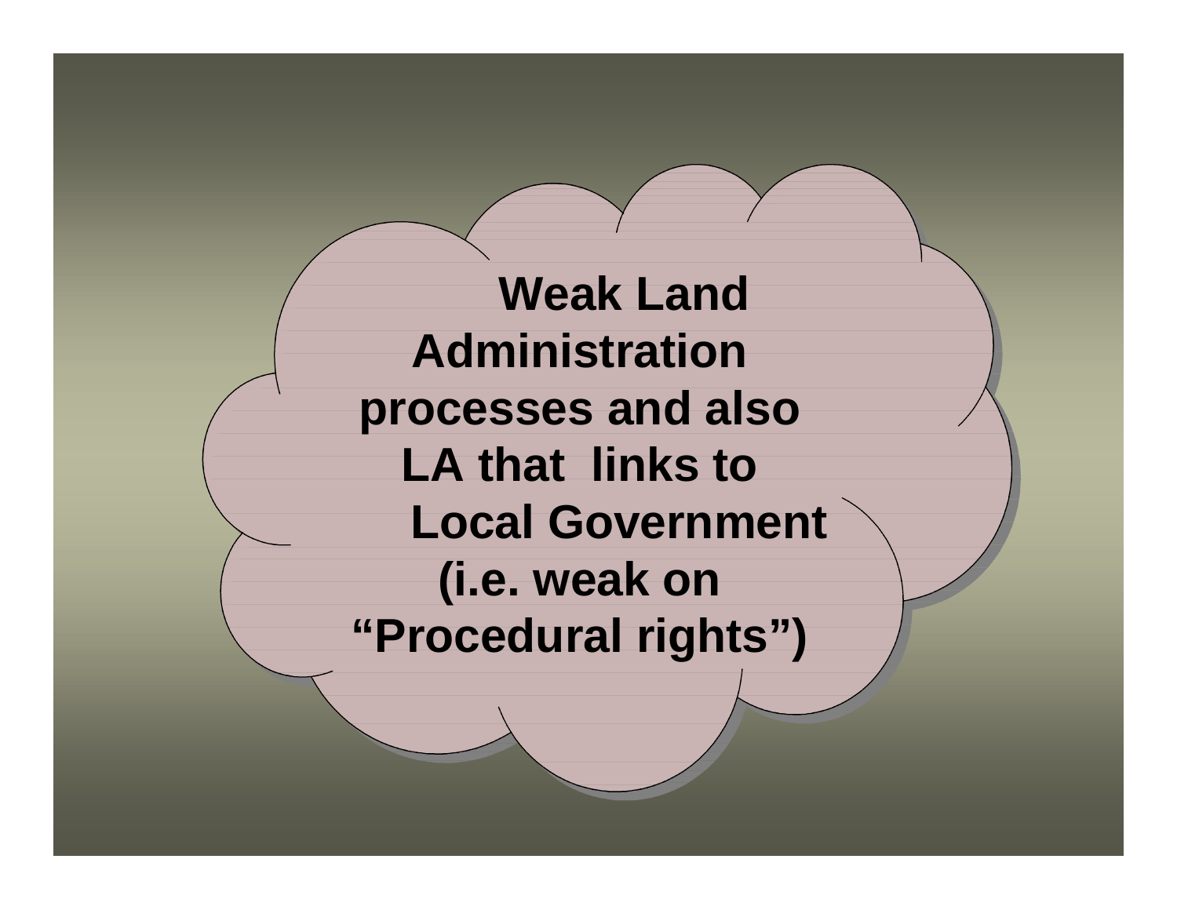**Weak Land Administration processes and also LA that links to Local Government (i.e. weak on "Procedural rights")**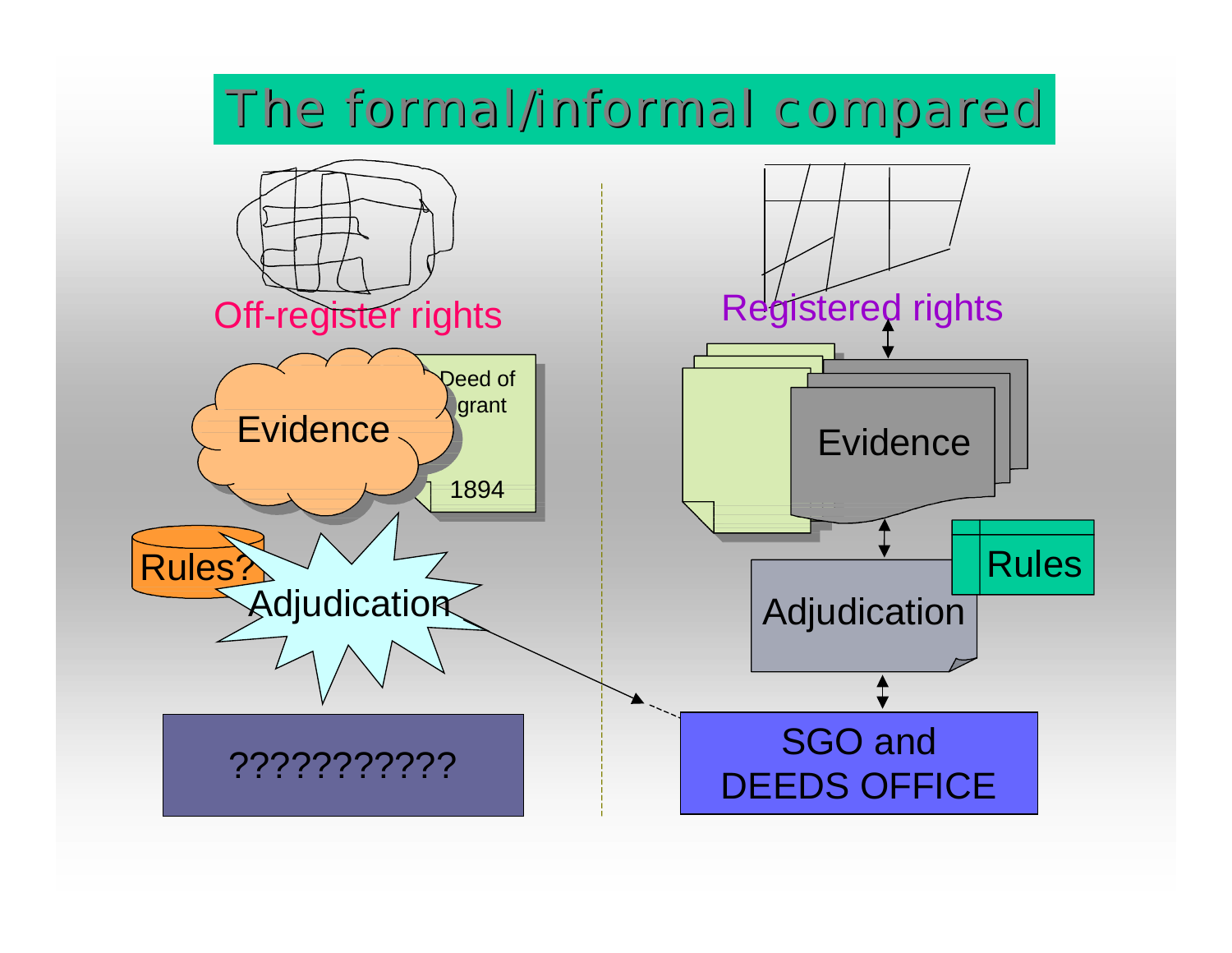# The formal/informal compared

Off-register rights

Evidence

Deed of grant

1894

Rules?

Adjudication

???????????

Registered rights

Evidence

Adjudication

Rules

SGO and DEEDS OFFICE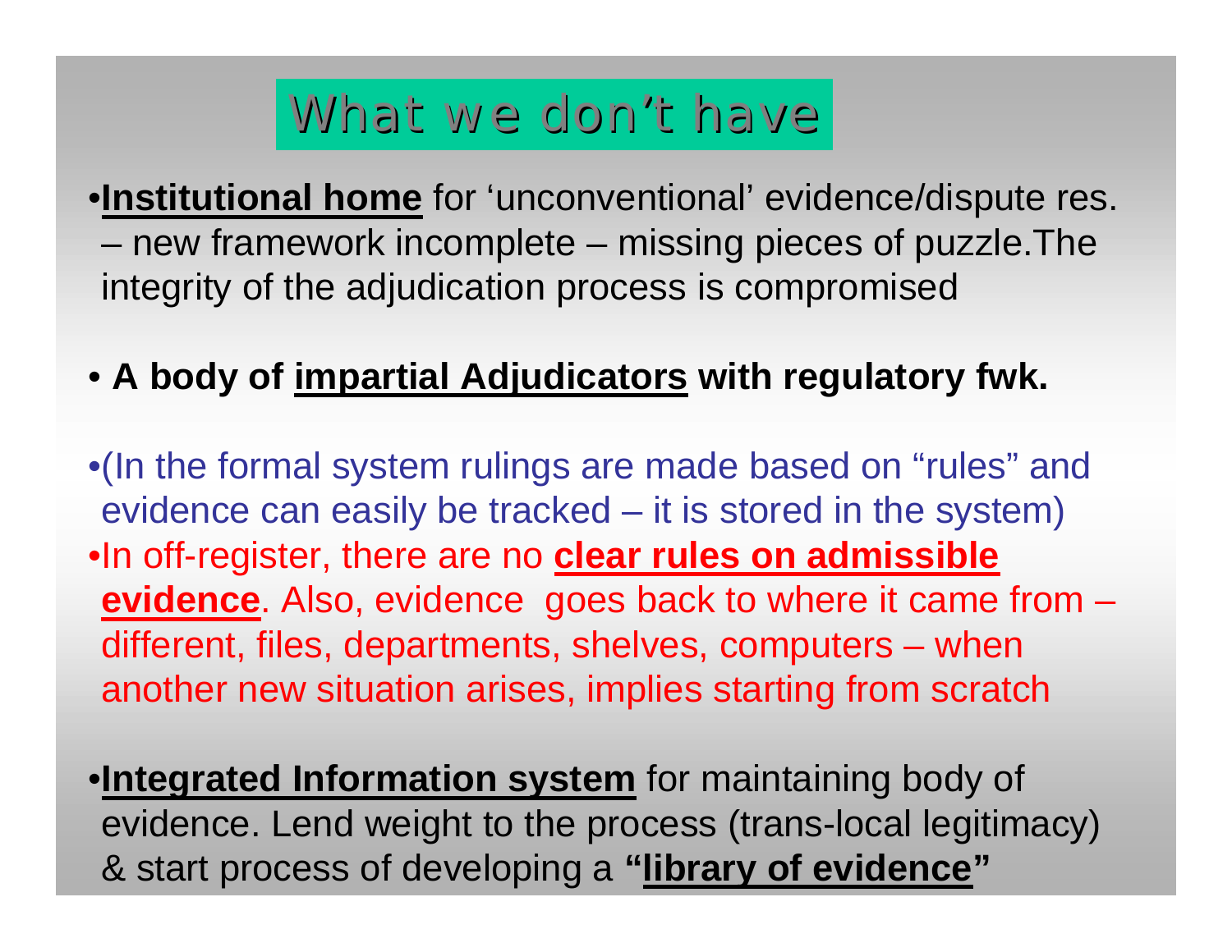# What we don't have

- **Institutional home** for 'unconventional' evidence/dispute res. – new framework incomplete – missing pieces of puzzle.The integrity of the adjudication process is compromised

- **A body of impartial Adjudicators with regulatory fwk.**

- (In the formal system rulings are made based on "rules" and evidence can easily be tracked – it is stored in the system)
- In off-register, there are no **clear rules on admissible evidence**. Also, evidence goes back to where it came from – different, files, departments, shelves, computers – when another new situation arises, implies starting from scratch

- **Integrated Information system** for maintaining body of evidence. Lend weight to the process (trans-local legitimacy) & start process of developing a **"library of evidence"**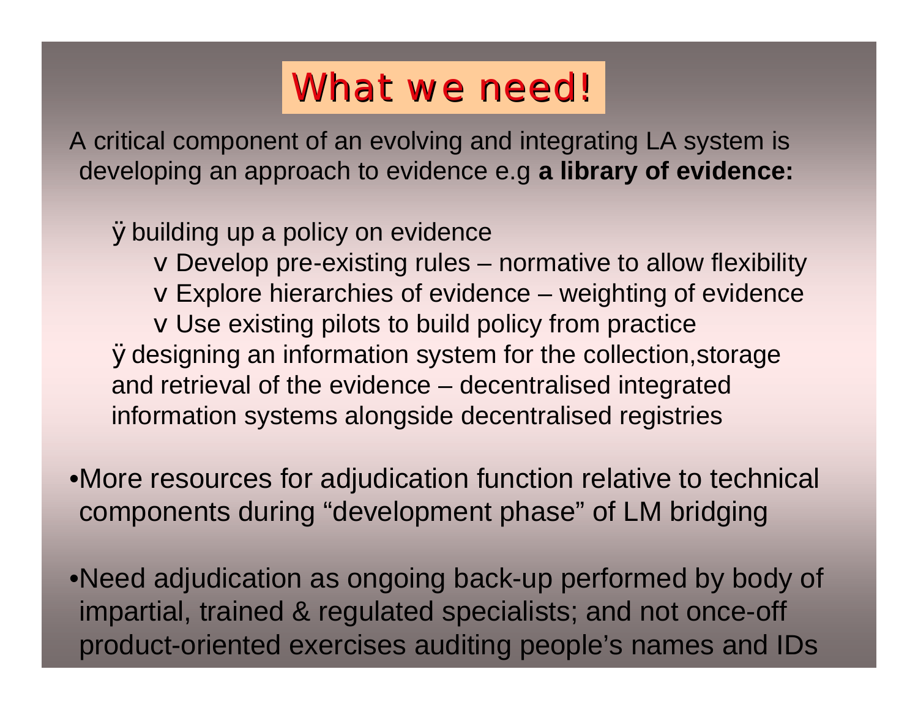# What we need!

A critical component of an evolving and integrating LA system is developing an approach to evidence e.g **a library of evidence:**

- building up a policy on evidence
  - Develop pre-existing rules – normative to allow flexibility
  - Explore hierarchies of evidence – weighting of evidence
  - Use existing pilots to build policy from practice
- designing an information system for the collection,storage and retrieval of the evidence – decentralised integrated information systems alongside decentralised registries

- More resources for adjudication function relative to technical components during "development phase" of LM bridging

- Need adjudication as ongoing back-up performed by body of impartial, trained & regulated specialists; and not once-off product-oriented exercises auditing people's names and IDs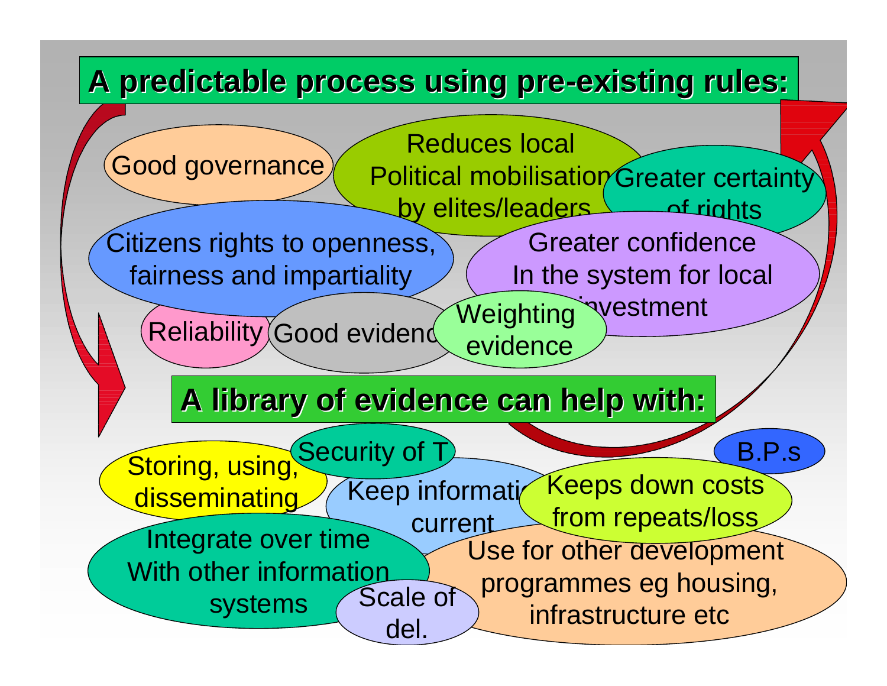## A predictable process using pre-existing rules:

- Good governance
- Reduces local Political mobilisation by elites/leaders
- Greater certainty of rights
- Citizens rights to openness, fairness and impartiality
- Greater confidence In the system for local investment
- Reliability
- Good evidence
- Weighting evidence

## A library of evidence can help with:

- Storing, using, disseminating
- Security of T
- Keep information current
- Keeps down costs from repeats/loss
- B.P.s
- Integrate over time With other information systems
- Scale of del.
- Use for other development programmes eg housing, infrastructure etc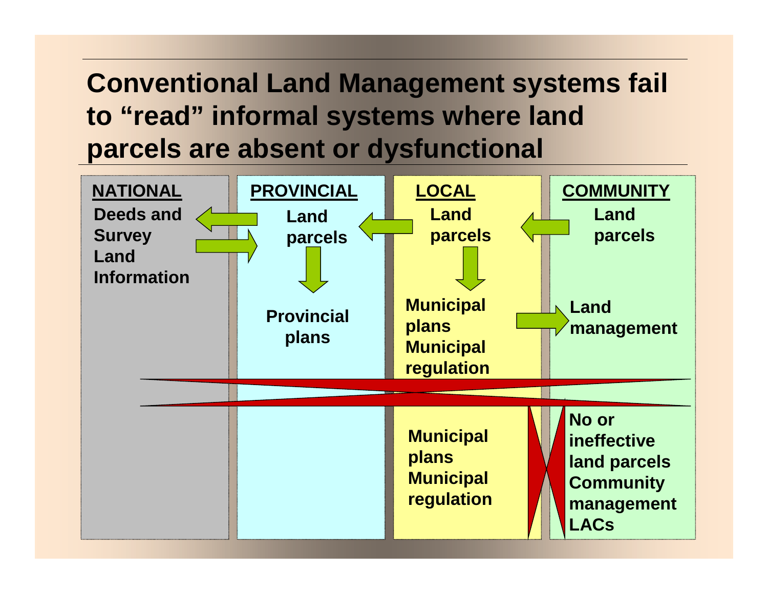# Conventional Land Management systems fail to "read" informal systems where land parcels are absent or dysfunctional

NATIONAL

Deeds and Survey Land Information

PROVINCIAL

Land parcels

Provincial plans

LOCAL

Land parcels

Municipal plans Municipal regulation

Municipal plans Municipal regulation

COMMUNITY

Land parcels

Land management

No or ineffective land parcels Community management LACs